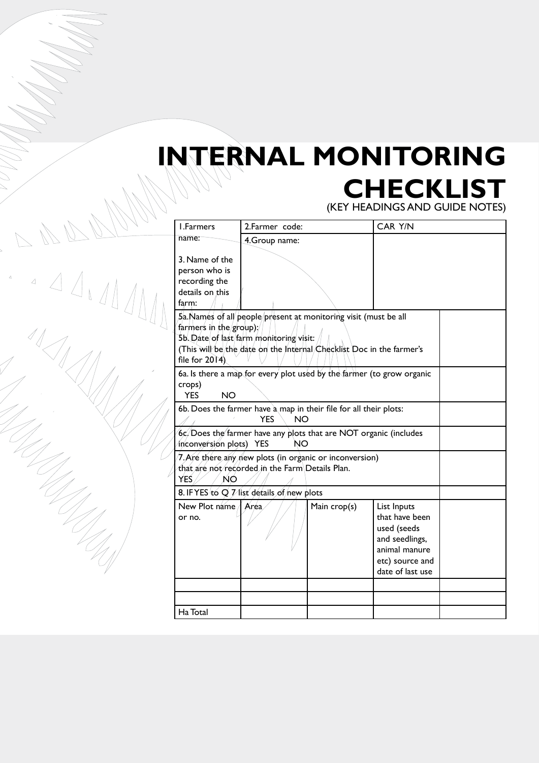# INTERNAL MONITORING CHECKLIST

(KEY HEADINGS AND GUIDE NOTES)

| 1.Farmers name:<br><br>3. Name of the person who is recording the details on this farm: | 2.Farmer code:<br>4.Group name: | | CAR Y/N | |
|---|---|---|---|---|
| 5a.Names of all people present at monitoring visit (must be all farmers in the group):<br>5b. Date of last farm monitoring visit:<br>(This will be the date on the Internal Checklist Doc in the farmer's file for 2014) | | | | |
| 6a. Is there a map for every plot used by the farmer (to grow organic crops)<br>YES NO | | | | |
| 6b. Does the farmer have a map in their file for all their plots:<br>YES NO | | | | |
| 6c. Does the farmer have any plots that are NOT organic (includes inconversion plots) YES NO | | | | |
| 7. Are there any new plots (in organic or inconversion) that are not recorded in the Farm Details Plan.<br>YES NO | | | | |
| 8. IF YES to Q 7 list details of new plots | | | | |
| New Plot name or no. | Area | Main crop(s) | List Inputs that have been used (seeds and seedlings, animal manure etc) source and date of last use | |
| | | | | |
| | | | | |
| Ha Total | | | | |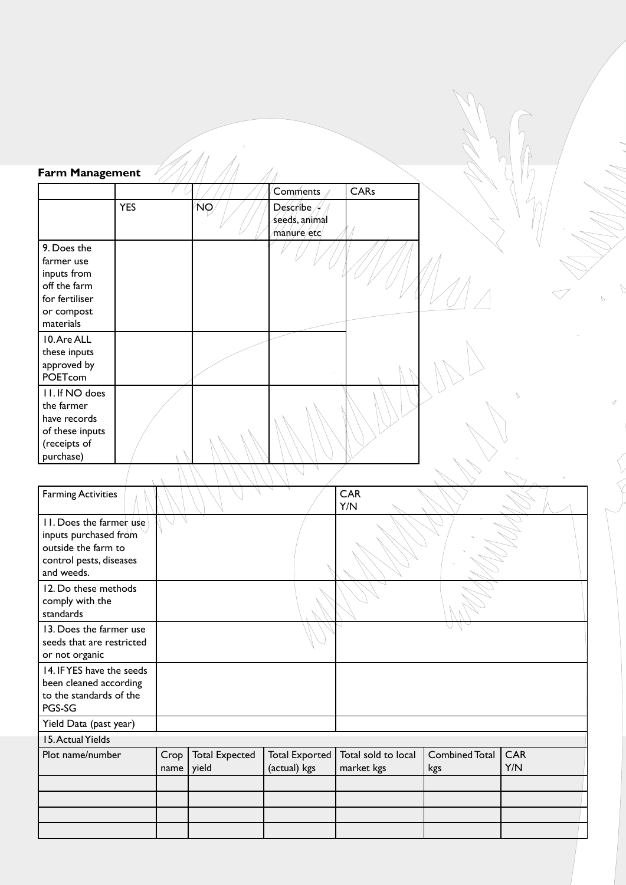## Farm Management

| | | | Comments | CARs |
|---|---|---|---|---|
| | YES | NO | Describe - seeds, animal manure etc | |
| 9. Does the farmer use inputs from off the farm for fertiliser or compost materials | | | | |
| 10. Are ALL these inputs approved by POETcom | | | | |
| 11. If NO does the farmer have records of these inputs (receipts of purchase) | | | | |

| Farming Activities | | | | CAR Y/N | | |
|---|---|---|---|---|---|---|
| 11. Does the farmer use inputs purchased from outside the farm to control pests, diseases and weeds. | | | | | | |
| 12. Do these methods comply with the standards | | | | | | |
| 13. Does the farmer use seeds that are restricted or not organic | | | | | | |
| 14. IF YES have the seeds been cleaned according to the standards of the PGS-SG | | | | | | |
| Yield Data (past year) | | | | | | |
| 15. Actual Yields | | | | | | |
| Plot name/number | Crop name | Total Expected yield | Total Exported (actual) kgs | Total sold to local market kgs | Combined Total kgs | CAR Y/N |
| | | | | | | |
| | | | | | | |
| | | | | | | |
| | | | | | | |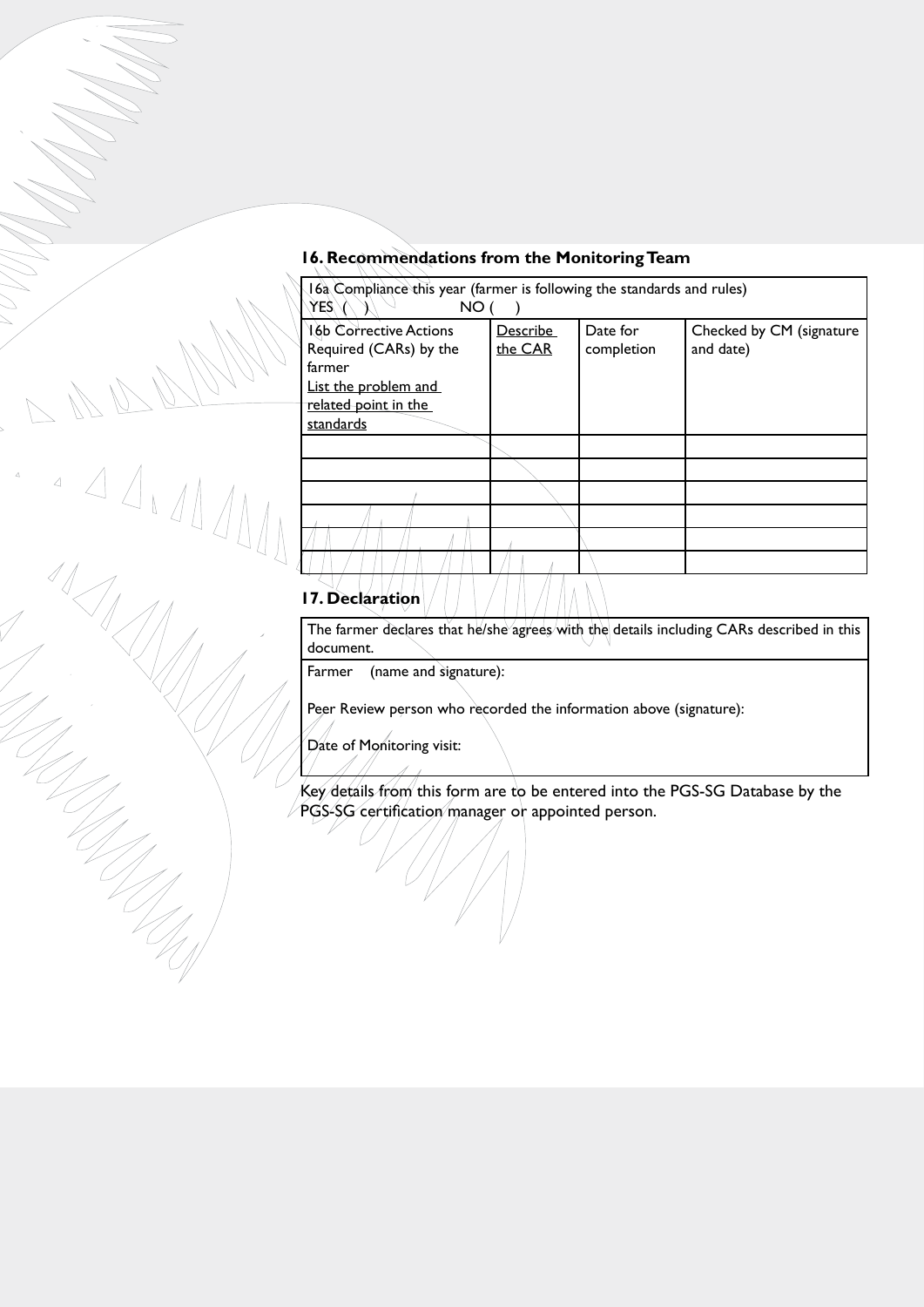## 16. Recommendations from the Monitoring Team

| 16a Compliance this year (farmer is following the standards and rules)<br>YES ( ) NO ( ) | | | |
|---|---|---|---|
| 16b Corrective Actions Required (CARs) by the farmer<br>List the problem and related point in the standards | Describe the CAR | Date for completion | Checked by CM (signature and date) |
| | | | |
| | | | |
| | | | |
| | | | |
| | | | |
| | | | |

## 17. Declaration

| |
|---|
| The farmer declares that he/she agrees with the details including CARs described in this document. |
| Farmer (name and signature):<br><br>Peer Review person who recorded the information above (signature):<br><br>Date of Monitoring visit: |

Key details from this form are to be entered into the PGS-SG Database by the PGS-SG certification manager or appointed person.